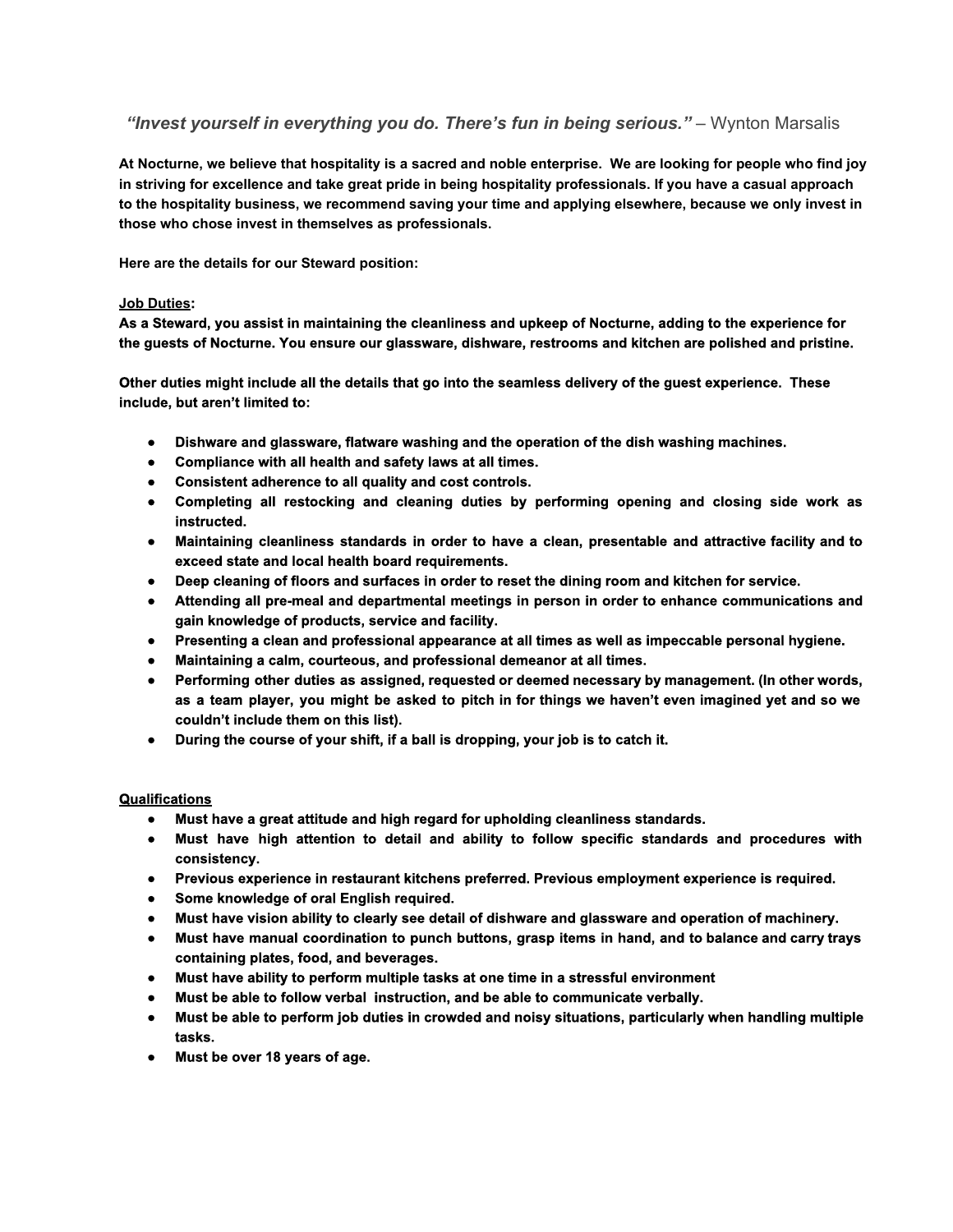*"Invest yourself in everything you do. There's fun in being serious."* – Wynton Marsalis

**At Nocturne, we believe that hospitality is a sacred and noble enterprise. We are looking for people who find joy in striving for excellence and take great pride in being hospitality professionals. If you have a casual approach to the hospitality business, we recommend saving your time and applying elsewhere, because we only invest in those who chose invest in themselves as professionals.**

**Here are the details for our Steward position:**

**Job Duties:**

**As a Steward, you assist in maintaining the cleanliness and upkeep of Nocturne, adding to the experience for the guests of Nocturne. You ensure our glassware, dishware, restrooms and kitchen are polished and pristine.**

**Other duties might include all the details that go into the seamless delivery of the guest experience. These include, but aren't limited to:**

- **Dishware and glassware, flatware washing and the operation of the dish washing machines.**
- **Compliance with all health and safety laws at all times.**
- **Consistent adherence to all quality and cost controls.**
- **Completing all restocking and cleaning duties by performing opening and closing side work as instructed.**
- **Maintaining cleanliness standards in order to have a clean, presentable and attractive facility and to exceed state and local health board requirements.**
- **Deep cleaning of floors and surfaces in order to reset the dining room and kitchen for service.**
- **Attending all pre-meal and departmental meetings in person in order to enhance communications and gain knowledge of products, service and facility.**
- **Presenting a clean and professional appearance at all times as well as impeccable personal hygiene.**
- **Maintaining a calm, courteous, and professional demeanor at all times.**
- **Performing other duties as assigned, requested or deemed necessary by management. (In other words, as a team player, you might be asked to pitch in for things we haven't even imagined yet and so we couldn't include them on this list).**
- **During the course of your shift, if a ball is dropping, your job is to catch it.**

**Qualifications**

- **Must have a great attitude and high regard for upholding cleanliness standards.**
- **Must have high attention to detail and ability to follow specific standards and procedures with consistency.**
- **Previous experience in restaurant kitchens preferred. Previous employment experience is required.**
- **Some knowledge of oral English required.**
- **Must have vision ability to clearly see detail of dishware and glassware and operation of machinery.**
- **Must have manual coordination to punch buttons, grasp items in hand, and to balance and carry trays containing plates, food, and beverages.**
- **Must have ability to perform multiple tasks at one time in a stressful environment**
- **Must be able to follow verbal instruction, and be able to communicate verbally.**
- **Must be able to perform job duties in crowded and noisy situations, particularly when handling multiple tasks.**
- **Must be over 18 years of age.**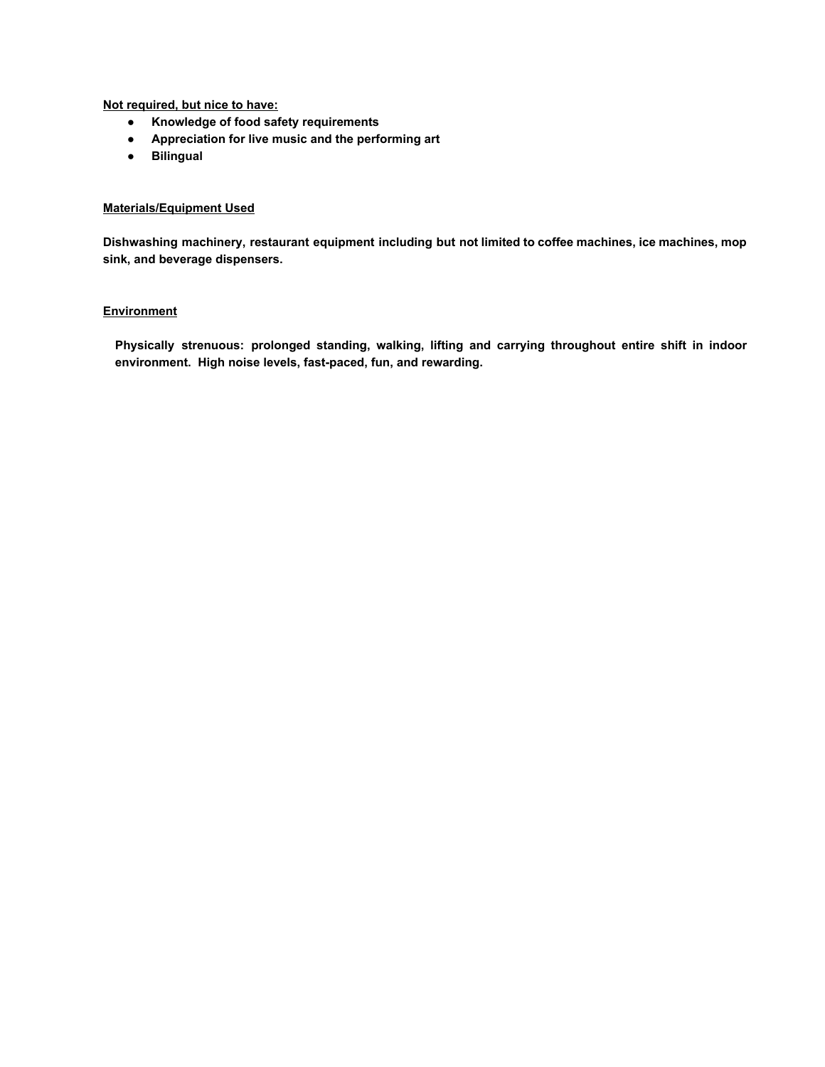**Not required, but nice to have:**

- **Knowledge of food safety requirements**
- **Appreciation for live music and the performing art**
- **Bilingual**

**Materials/Equipment Used**

**Dishwashing machinery, restaurant equipment including but not limited to coffee machines, ice machines, mop sink, and beverage dispensers.**

**Environment**

**Physically strenuous: prolonged standing, walking, lifting and carrying throughout entire shift in indoor environment. High noise levels, fast-paced, fun, and rewarding.**